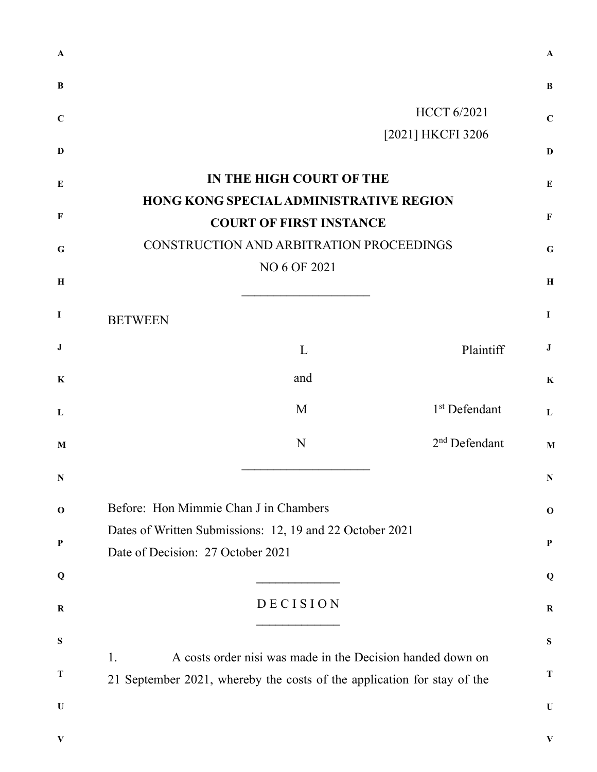HCCT 6/2021

[2021] HKCFI 3206

**IN THE HIGH COURT OF THE**
**HONG KONG SPECIAL ADMINISTRATIVE REGION**
**COURT OF FIRST INSTANCE**

CONSTRUCTION AND ARBITRATION PROCEEDINGS

NO 6 OF 2021

---

BETWEEN

| | |
|---|---|
| L | Plaintiff |
| and | |
| M | 1st Defendant |
| N | 2nd Defendant |

---

Before: Hon Mimmie Chan J in Chambers

Dates of Written Submissions: 12, 19 and 22 October 2021

Date of Decision: 27 October 2021

---

D E C I S I O N

---

1. A costs order nisi was made in the Decision handed down on 21 September 2021, whereby the costs of the application for stay of the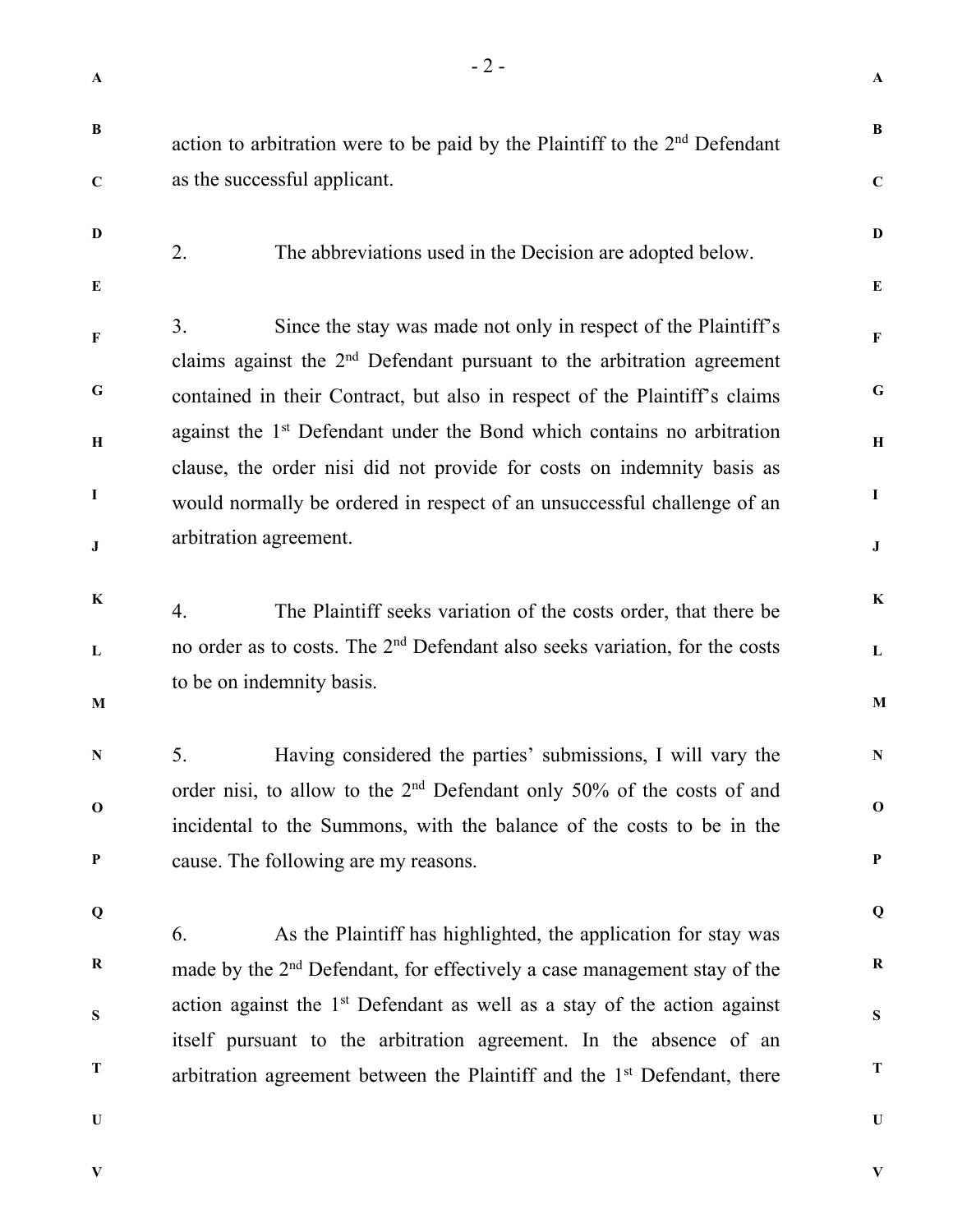action to arbitration were to be paid by the Plaintiff to the 2nd Defendant as the successful applicant.

2. The abbreviations used in the Decision are adopted below.

3. Since the stay was made not only in respect of the Plaintiff's claims against the 2nd Defendant pursuant to the arbitration agreement contained in their Contract, but also in respect of the Plaintiff's claims against the 1st Defendant under the Bond which contains no arbitration clause, the order nisi did not provide for costs on indemnity basis as would normally be ordered in respect of an unsuccessful challenge of an arbitration agreement.

4. The Plaintiff seeks variation of the costs order, that there be no order as to costs. The 2nd Defendant also seeks variation, for the costs to be on indemnity basis.

5. Having considered the parties' submissions, I will vary the order nisi, to allow to the 2nd Defendant only 50% of the costs of and incidental to the Summons, with the balance of the costs to be in the cause. The following are my reasons.

6. As the Plaintiff has highlighted, the application for stay was made by the 2nd Defendant, for effectively a case management stay of the action against the 1st Defendant as well as a stay of the action against itself pursuant to the arbitration agreement. In the absence of an arbitration agreement between the Plaintiff and the 1st Defendant, there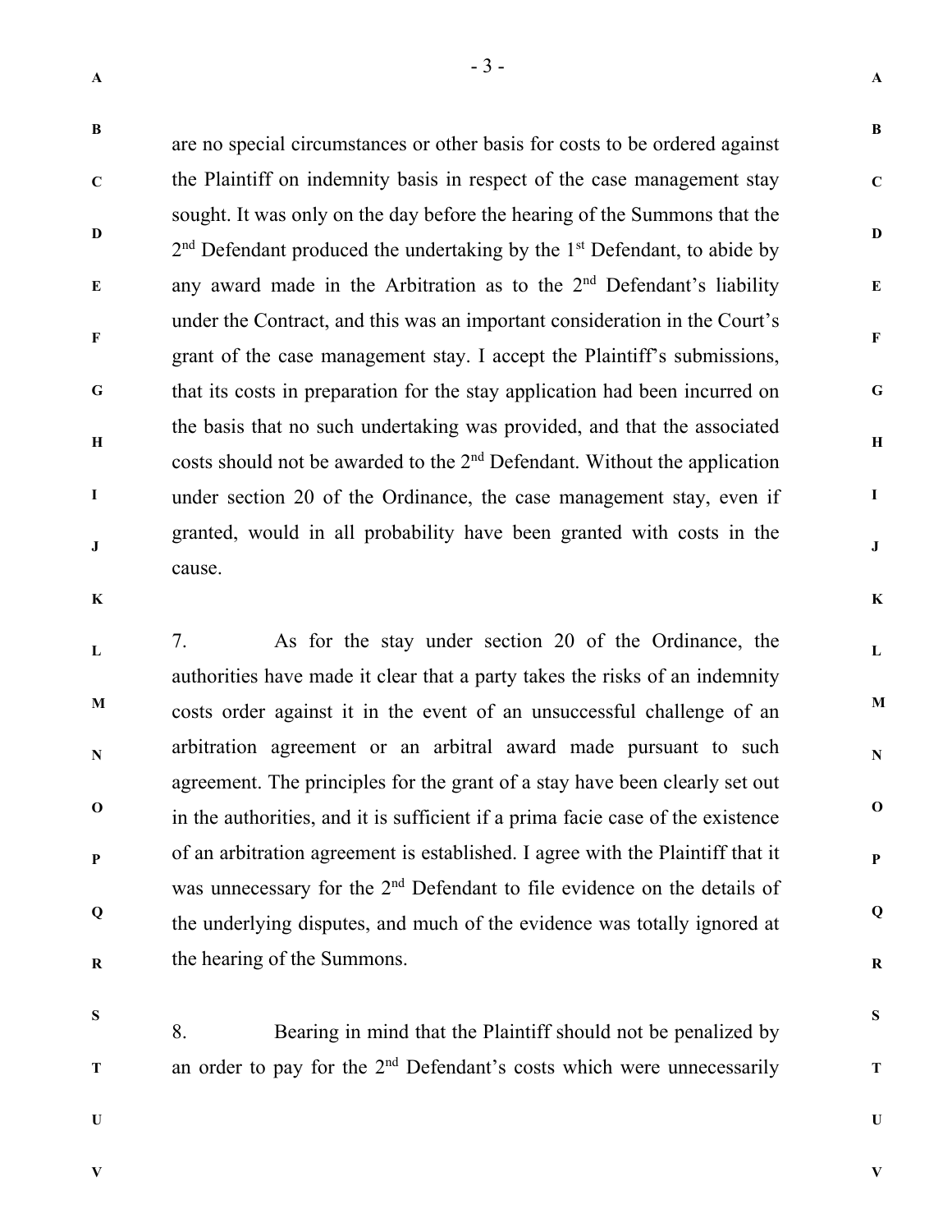are no special circumstances or other basis for costs to be ordered against the Plaintiff on indemnity basis in respect of the case management stay sought. It was only on the day before the hearing of the Summons that the 2nd Defendant produced the undertaking by the 1st Defendant, to abide by any award made in the Arbitration as to the 2nd Defendant's liability under the Contract, and this was an important consideration in the Court's grant of the case management stay. I accept the Plaintiff's submissions, that its costs in preparation for the stay application had been incurred on the basis that no such undertaking was provided, and that the associated costs should not be awarded to the 2nd Defendant. Without the application under section 20 of the Ordinance, the case management stay, even if granted, would in all probability have been granted with costs in the cause.

7. As for the stay under section 20 of the Ordinance, the authorities have made it clear that a party takes the risks of an indemnity costs order against it in the event of an unsuccessful challenge of an arbitration agreement or an arbitral award made pursuant to such agreement. The principles for the grant of a stay have been clearly set out in the authorities, and it is sufficient if a prima facie case of the existence of an arbitration agreement is established. I agree with the Plaintiff that it was unnecessary for the 2nd Defendant to file evidence on the details of the underlying disputes, and much of the evidence was totally ignored at the hearing of the Summons.

8. Bearing in mind that the Plaintiff should not be penalized by an order to pay for the 2nd Defendant's costs which were unnecessarily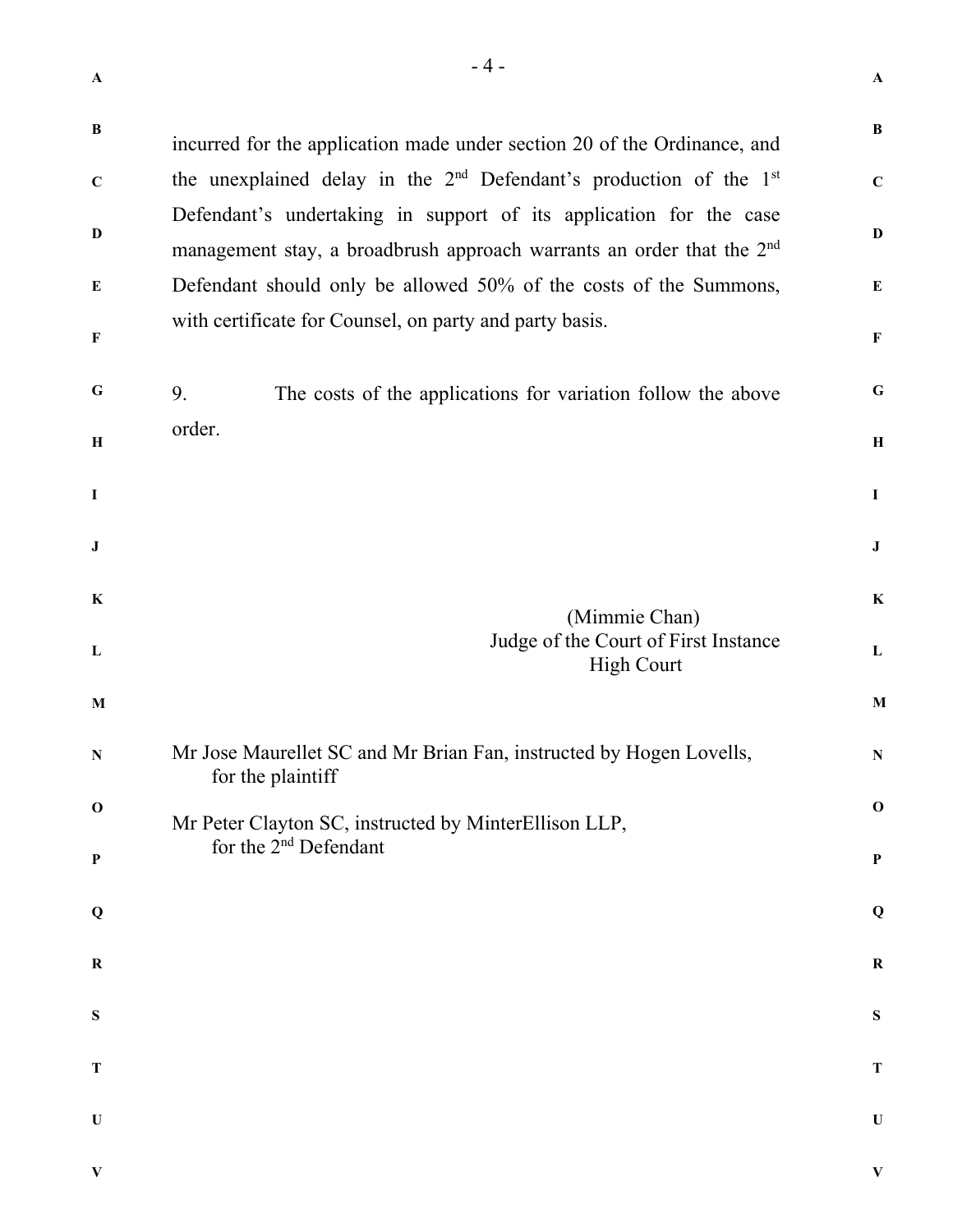incurred for the application made under section 20 of the Ordinance, and the unexplained delay in the 2nd Defendant's production of the 1st Defendant's undertaking in support of its application for the case management stay, a broadbrush approach warrants an order that the 2nd Defendant should only be allowed 50% of the costs of the Summons, with certificate for Counsel, on party and party basis.

9. The costs of the applications for variation follow the above order.

(Mimmie Chan)
Judge of the Court of First Instance
High Court

Mr Jose Maurellet SC and Mr Brian Fan, instructed by Hogen Lovells, for the plaintiff

Mr Peter Clayton SC, instructed by MinterEllison LLP, for the 2nd Defendant